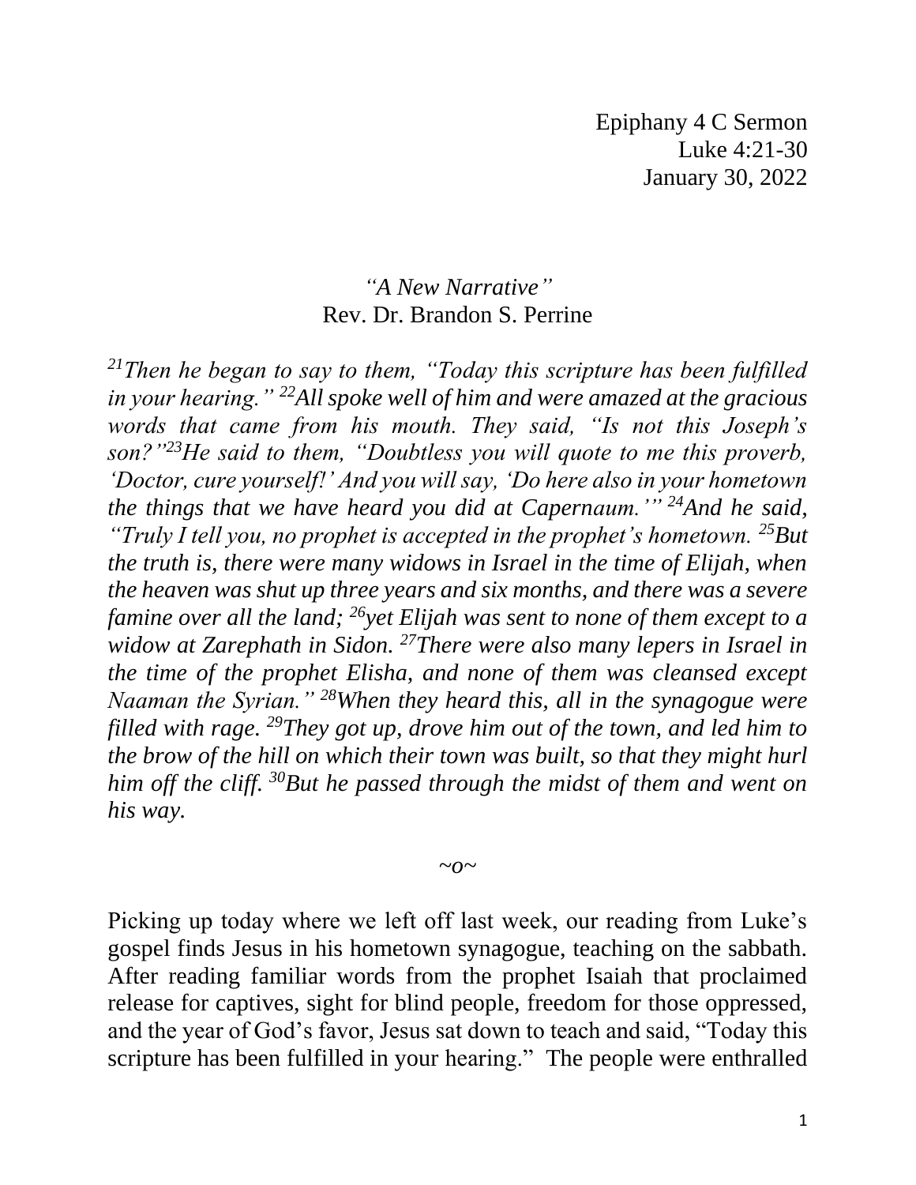Epiphany 4 C Sermon
Luke 4:21-30
January 30, 2022

# *"A New Narrative"*

Rev. Dr. Brandon S. Perrine

*[21]Then he began to say to them, "Today this scripture has been fulfilled in your hearing." [22]All spoke well of him and were amazed at the gracious words that came from his mouth. They said, "Is not this Joseph's son?"[23]He said to them, "Doubtless you will quote to me this proverb, 'Doctor, cure yourself!' And you will say, 'Do here also in your hometown the things that we have heard you did at Capernaum.'" [24]And he said, "Truly I tell you, no prophet is accepted in the prophet's hometown. [25]But the truth is, there were many widows in Israel in the time of Elijah, when the heaven was shut up three years and six months, and there was a severe famine over all the land; [26]yet Elijah was sent to none of them except to a widow at Zarephath in Sidon. [27]There were also many lepers in Israel in the time of the prophet Elisha, and none of them was cleansed except Naaman the Syrian." [28]When they heard this, all in the synagogue were filled with rage. [29]They got up, drove him out of the town, and led him to the brow of the hill on which their town was built, so that they might hurl him off the cliff. [30]But he passed through the midst of them and went on his way.*

~o~

Picking up today where we left off last week, our reading from Luke's gospel finds Jesus in his hometown synagogue, teaching on the sabbath. After reading familiar words from the prophet Isaiah that proclaimed release for captives, sight for blind people, freedom for those oppressed, and the year of God's favor, Jesus sat down to teach and said, "Today this scripture has been fulfilled in your hearing." The people were enthralled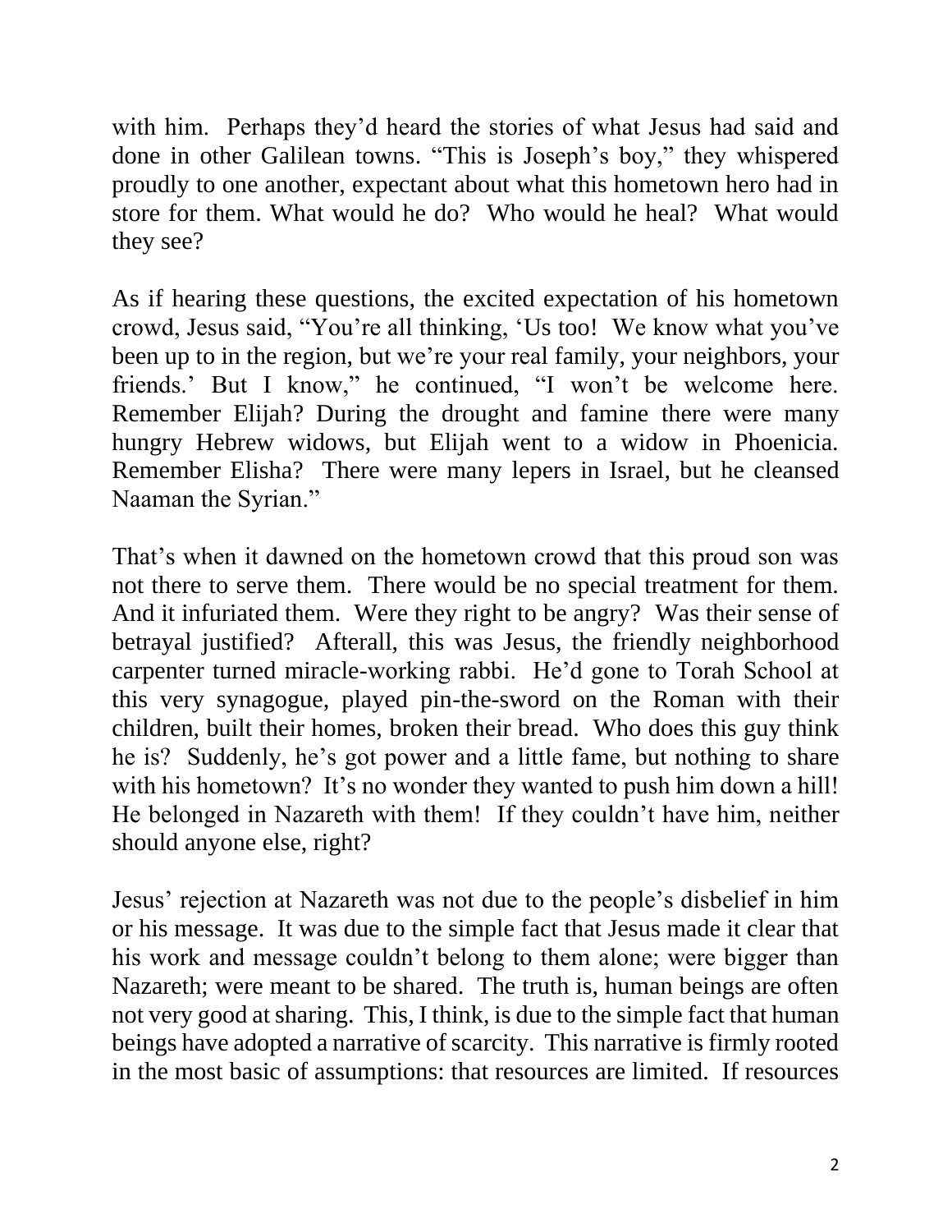with him. Perhaps they'd heard the stories of what Jesus had said and done in other Galilean towns. "This is Joseph's boy," they whispered proudly to one another, expectant about what this hometown hero had in store for them. What would he do? Who would he heal? What would they see?

As if hearing these questions, the excited expectation of his hometown crowd, Jesus said, "You're all thinking, 'Us too! We know what you've been up to in the region, but we're your real family, your neighbors, your friends.' But I know," he continued, "I won't be welcome here. Remember Elijah? During the drought and famine there were many hungry Hebrew widows, but Elijah went to a widow in Phoenicia. Remember Elisha? There were many lepers in Israel, but he cleansed Naaman the Syrian."

That's when it dawned on the hometown crowd that this proud son was not there to serve them. There would be no special treatment for them. And it infuriated them. Were they right to be angry? Was their sense of betrayal justified? Afterall, this was Jesus, the friendly neighborhood carpenter turned miracle-working rabbi. He'd gone to Torah School at this very synagogue, played pin-the-sword on the Roman with their children, built their homes, broken their bread. Who does this guy think he is? Suddenly, he's got power and a little fame, but nothing to share with his hometown? It's no wonder they wanted to push him down a hill! He belonged in Nazareth with them! If they couldn't have him, neither should anyone else, right?

Jesus' rejection at Nazareth was not due to the people's disbelief in him or his message. It was due to the simple fact that Jesus made it clear that his work and message couldn't belong to them alone; were bigger than Nazareth; were meant to be shared. The truth is, human beings are often not very good at sharing. This, I think, is due to the simple fact that human beings have adopted a narrative of scarcity. This narrative is firmly rooted in the most basic of assumptions: that resources are limited. If resources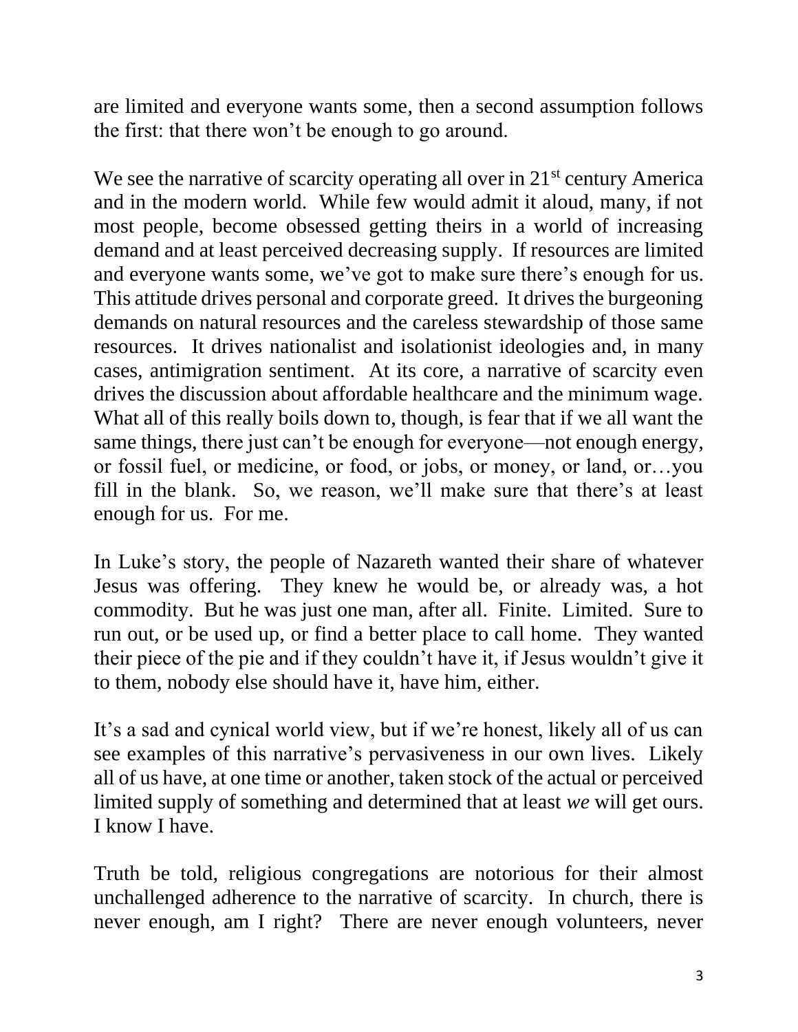are limited and everyone wants some, then a second assumption follows the first: that there won't be enough to go around.

We see the narrative of scarcity operating all over in 21st century America and in the modern world. While few would admit it aloud, many, if not most people, become obsessed getting theirs in a world of increasing demand and at least perceived decreasing supply. If resources are limited and everyone wants some, we've got to make sure there's enough for us. This attitude drives personal and corporate greed. It drives the burgeoning demands on natural resources and the careless stewardship of those same resources. It drives nationalist and isolationist ideologies and, in many cases, antimigration sentiment. At its core, a narrative of scarcity even drives the discussion about affordable healthcare and the minimum wage. What all of this really boils down to, though, is fear that if we all want the same things, there just can't be enough for everyone—not enough energy, or fossil fuel, or medicine, or food, or jobs, or money, or land, or…you fill in the blank. So, we reason, we'll make sure that there's at least enough for us. For me.

In Luke's story, the people of Nazareth wanted their share of whatever Jesus was offering. They knew he would be, or already was, a hot commodity. But he was just one man, after all. Finite. Limited. Sure to run out, or be used up, or find a better place to call home. They wanted their piece of the pie and if they couldn't have it, if Jesus wouldn't give it to them, nobody else should have it, have him, either.

It's a sad and cynical world view, but if we're honest, likely all of us can see examples of this narrative's pervasiveness in our own lives. Likely all of us have, at one time or another, taken stock of the actual or perceived limited supply of something and determined that at least *we* will get ours. I know I have.

Truth be told, religious congregations are notorious for their almost unchallenged adherence to the narrative of scarcity. In church, there is never enough, am I right? There are never enough volunteers, never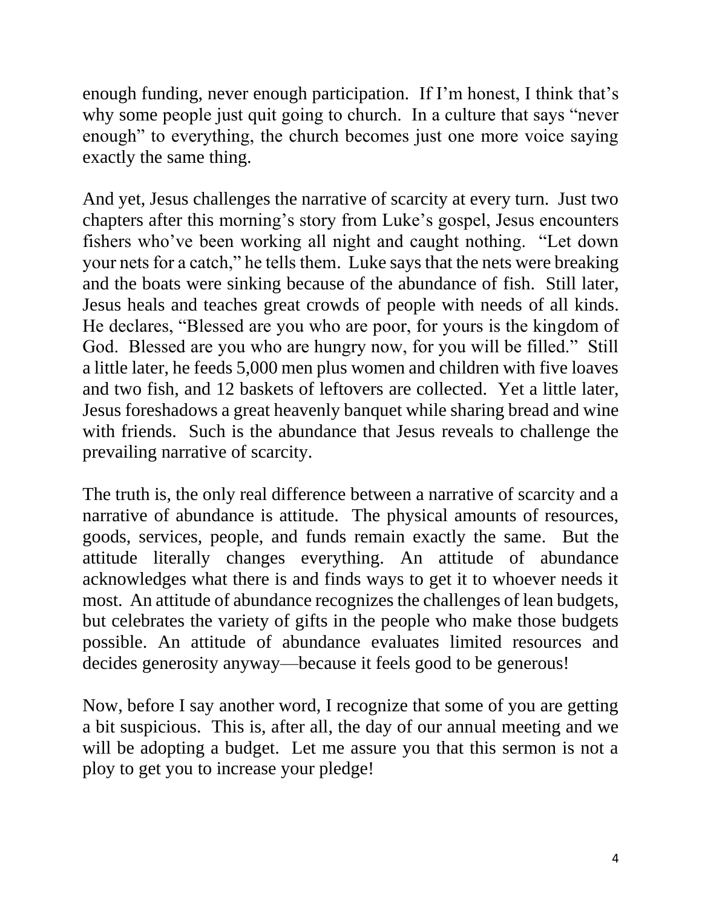enough funding, never enough participation. If I'm honest, I think that's why some people just quit going to church. In a culture that says "never enough" to everything, the church becomes just one more voice saying exactly the same thing.

And yet, Jesus challenges the narrative of scarcity at every turn. Just two chapters after this morning's story from Luke's gospel, Jesus encounters fishers who've been working all night and caught nothing. "Let down your nets for a catch," he tells them. Luke says that the nets were breaking and the boats were sinking because of the abundance of fish. Still later, Jesus heals and teaches great crowds of people with needs of all kinds. He declares, "Blessed are you who are poor, for yours is the kingdom of God. Blessed are you who are hungry now, for you will be filled." Still a little later, he feeds 5,000 men plus women and children with five loaves and two fish, and 12 baskets of leftovers are collected. Yet a little later, Jesus foreshadows a great heavenly banquet while sharing bread and wine with friends. Such is the abundance that Jesus reveals to challenge the prevailing narrative of scarcity.

The truth is, the only real difference between a narrative of scarcity and a narrative of abundance is attitude. The physical amounts of resources, goods, services, people, and funds remain exactly the same. But the attitude literally changes everything. An attitude of abundance acknowledges what there is and finds ways to get it to whoever needs it most. An attitude of abundance recognizes the challenges of lean budgets, but celebrates the variety of gifts in the people who make those budgets possible. An attitude of abundance evaluates limited resources and decides generosity anyway—because it feels good to be generous!

Now, before I say another word, I recognize that some of you are getting a bit suspicious. This is, after all, the day of our annual meeting and we will be adopting a budget. Let me assure you that this sermon is not a ploy to get you to increase your pledge!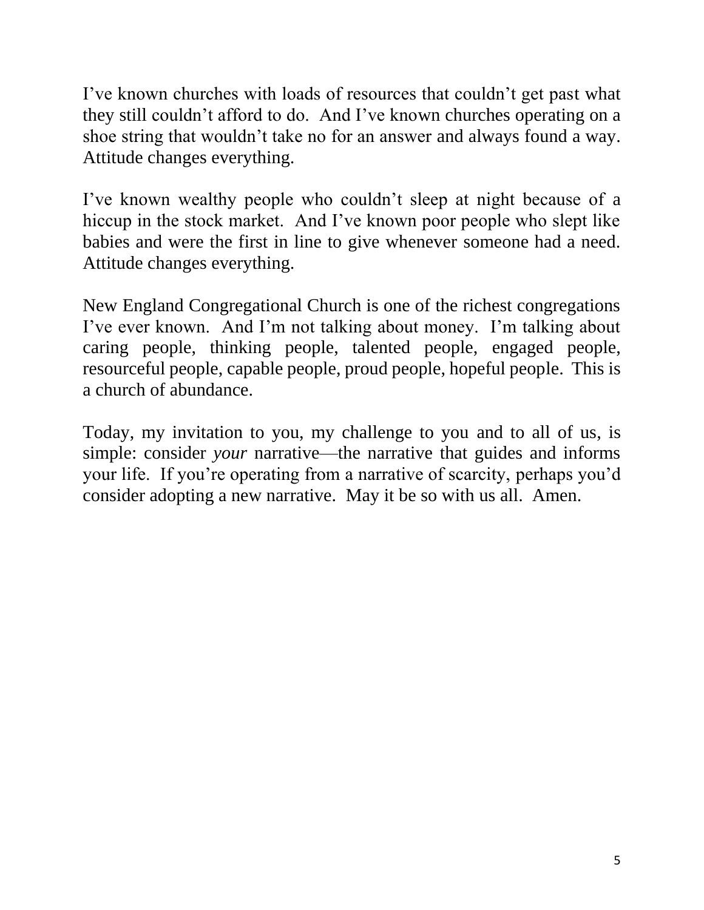I've known churches with loads of resources that couldn't get past what they still couldn't afford to do. And I've known churches operating on a shoe string that wouldn't take no for an answer and always found a way. Attitude changes everything.

I've known wealthy people who couldn't sleep at night because of a hiccup in the stock market. And I've known poor people who slept like babies and were the first in line to give whenever someone had a need. Attitude changes everything.

New England Congregational Church is one of the richest congregations I've ever known. And I'm not talking about money. I'm talking about caring people, thinking people, talented people, engaged people, resourceful people, capable people, proud people, hopeful people. This is a church of abundance.

Today, my invitation to you, my challenge to you and to all of us, is simple: consider *your* narrative—the narrative that guides and informs your life. If you're operating from a narrative of scarcity, perhaps you'd consider adopting a new narrative. May it be so with us all. Amen.